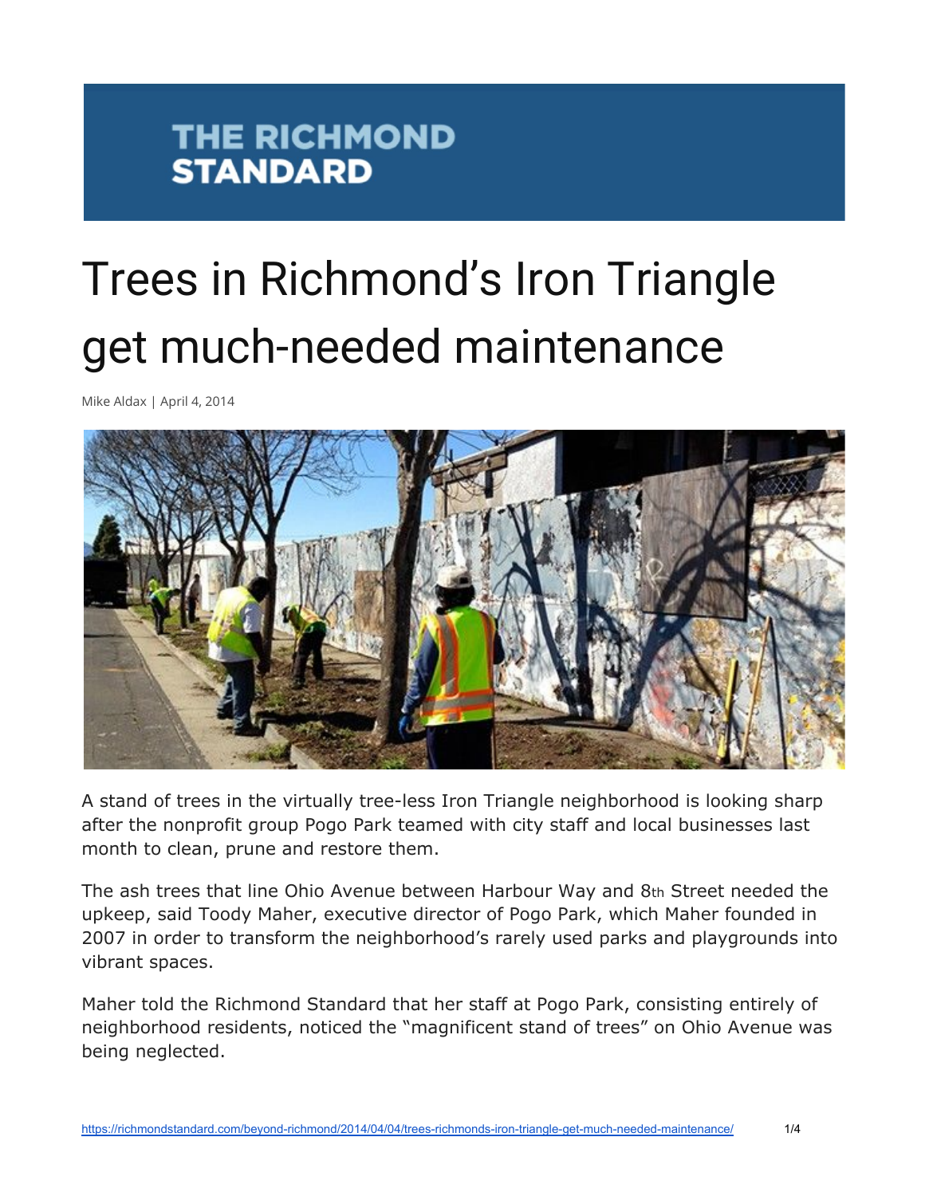THE RICHMOND STANDARD

# Trees in Richmond's Iron Triangle get much-needed maintenance

Mike Aldax | April 4, 2014

A stand of trees in the virtually tree-less Iron Triangle neighborhood is looking sharp after the nonprofit group Pogo Park teamed with city staff and local businesses last month to clean, prune and restore them.

The ash trees that line Ohio Avenue between Harbour Way and 8th Street needed the upkeep, said Toody Maher, executive director of Pogo Park, which Maher founded in 2007 in order to transform the neighborhood's rarely used parks and playgrounds into vibrant spaces.

Maher told the Richmond Standard that her staff at Pogo Park, consisting entirely of neighborhood residents, noticed the "magnificent stand of trees" on Ohio Avenue was being neglected.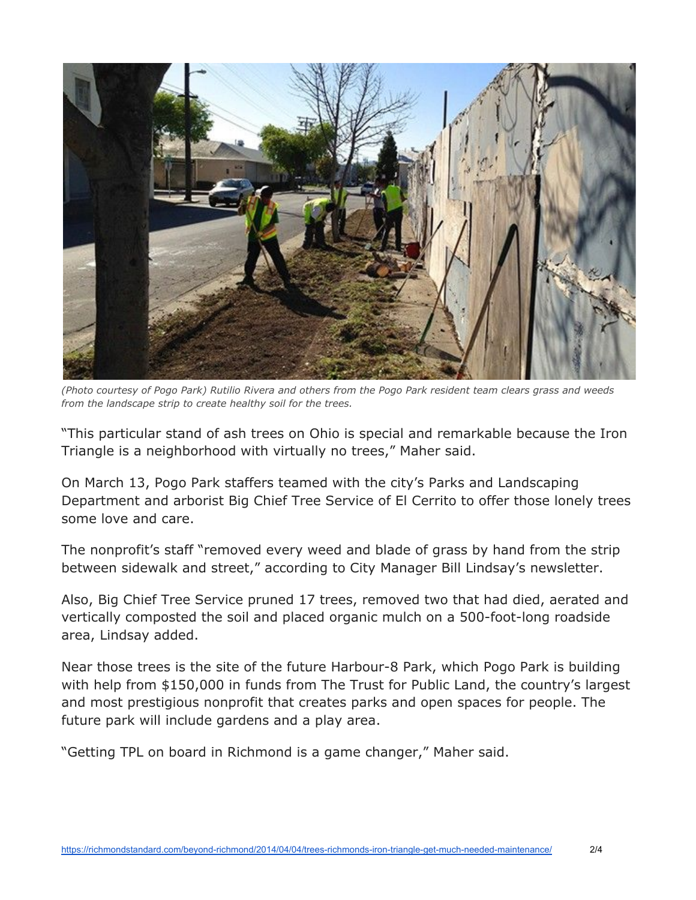*(Photo courtesy of Pogo Park) Rutilio Rivera and others from the Pogo Park resident team clears grass and weeds from the landscape strip to create healthy soil for the trees.*

"This particular stand of ash trees on Ohio is special and remarkable because the Iron Triangle is a neighborhood with virtually no trees," Maher said.

On March 13, Pogo Park staffers teamed with the city's Parks and Landscaping Department and arborist Big Chief Tree Service of El Cerrito to offer those lonely trees some love and care.

The nonprofit's staff "removed every weed and blade of grass by hand from the strip between sidewalk and street," according to City Manager Bill Lindsay's newsletter.

Also, Big Chief Tree Service pruned 17 trees, removed two that had died, aerated and vertically composted the soil and placed organic mulch on a 500-foot-long roadside area, Lindsay added.

Near those trees is the site of the future Harbour-8 Park, which Pogo Park is building with help from $150,000 in funds from The Trust for Public Land, the country's largest and most prestigious nonprofit that creates parks and open spaces for people. The future park will include gardens and a play area.

"Getting TPL on board in Richmond is a game changer," Maher said.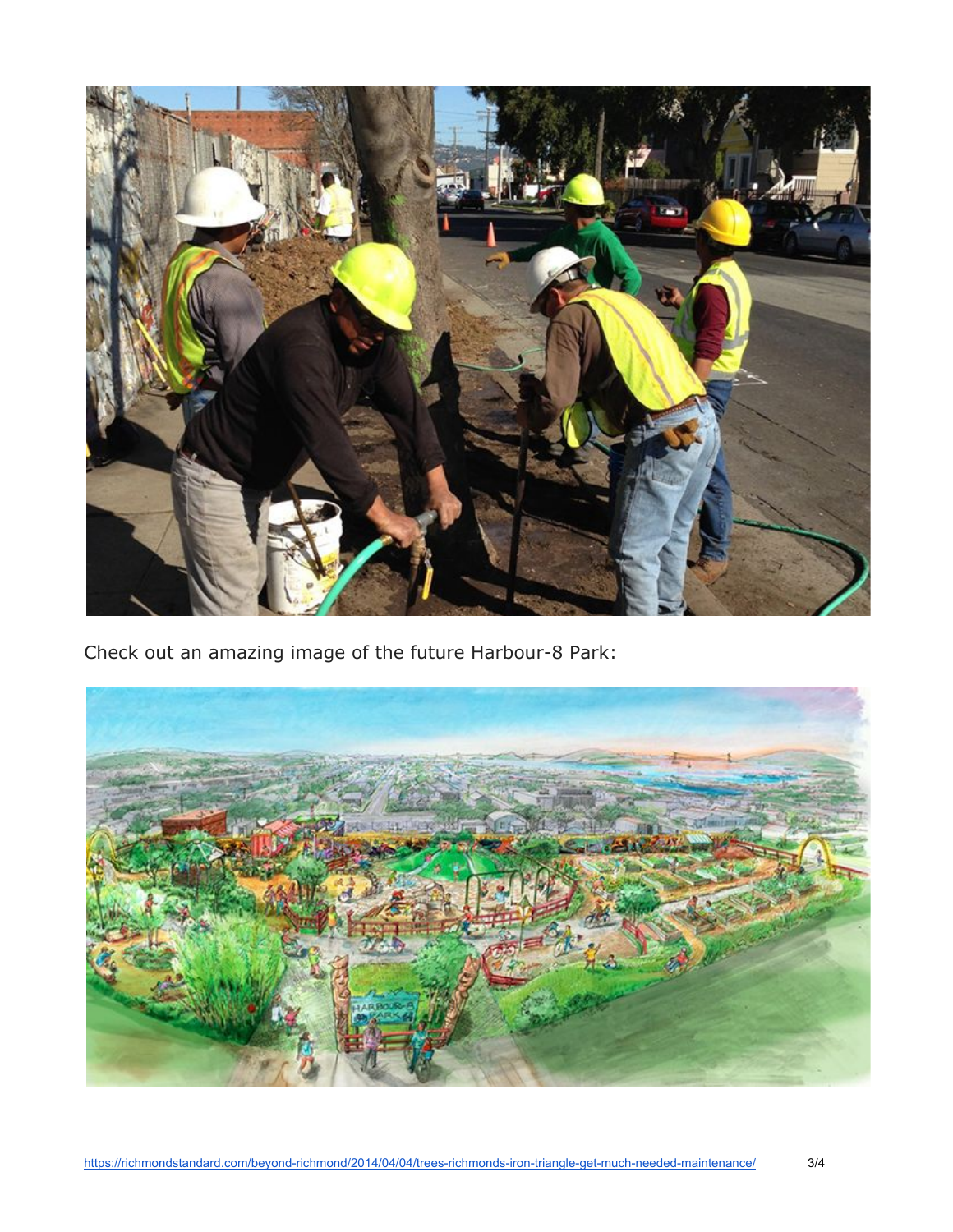Check out an amazing image of the future Harbour-8 Park: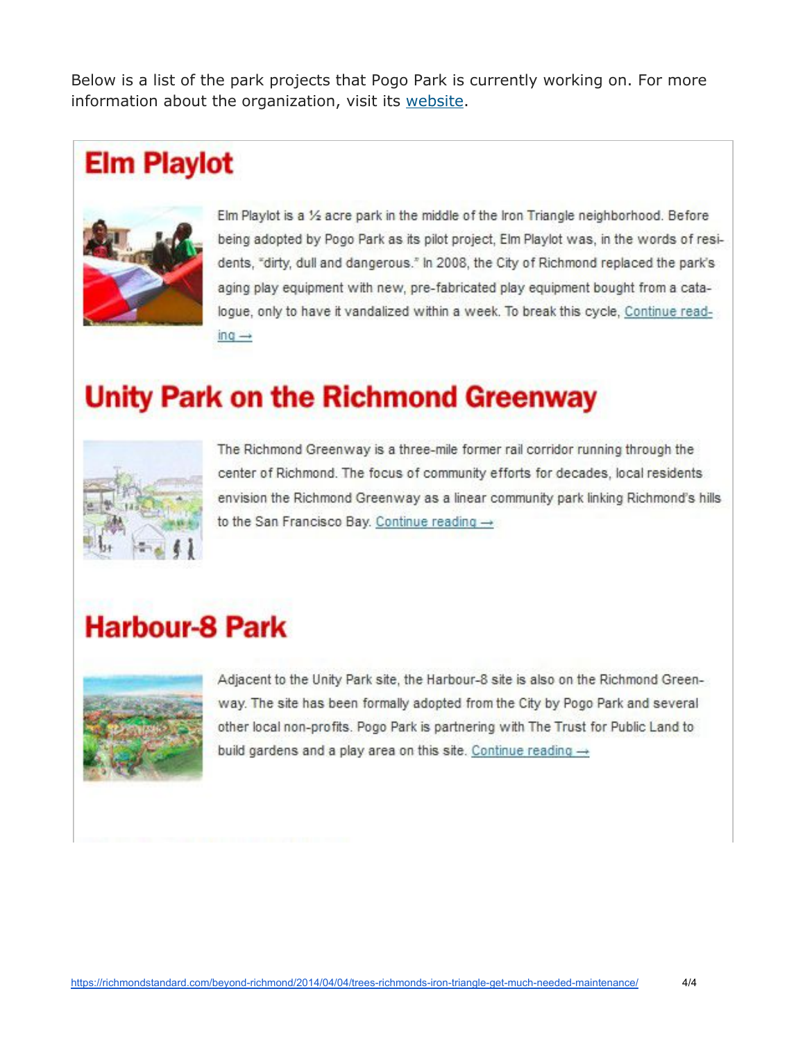Below is a list of the park projects that Pogo Park is currently working on. For more information about the organization, visit its website.

## Elm Playlot

Elm Playlot is a ½ acre park in the middle of the Iron Triangle neighborhood. Before being adopted by Pogo Park as its pilot project, Elm Playlot was, in the words of residents, "dirty, dull and dangerous." In 2008, the City of Richmond replaced the park's aging play equipment with new, pre-fabricated play equipment bought from a catalogue, only to have it vandalized within a week. To break this cycle, Continue reading →

## Unity Park on the Richmond Greenway

The Richmond Greenway is a three-mile former rail corridor running through the center of Richmond. The focus of community efforts for decades, local residents envision the Richmond Greenway as a linear community park linking Richmond's hills to the San Francisco Bay. Continue reading →

## Harbour-8 Park

Adjacent to the Unity Park site, the Harbour-8 site is also on the Richmond Greenway. The site has been formally adopted from the City by Pogo Park and several other local non-profits. Pogo Park is partnering with The Trust for Public Land to build gardens and a play area on this site. Continue reading →